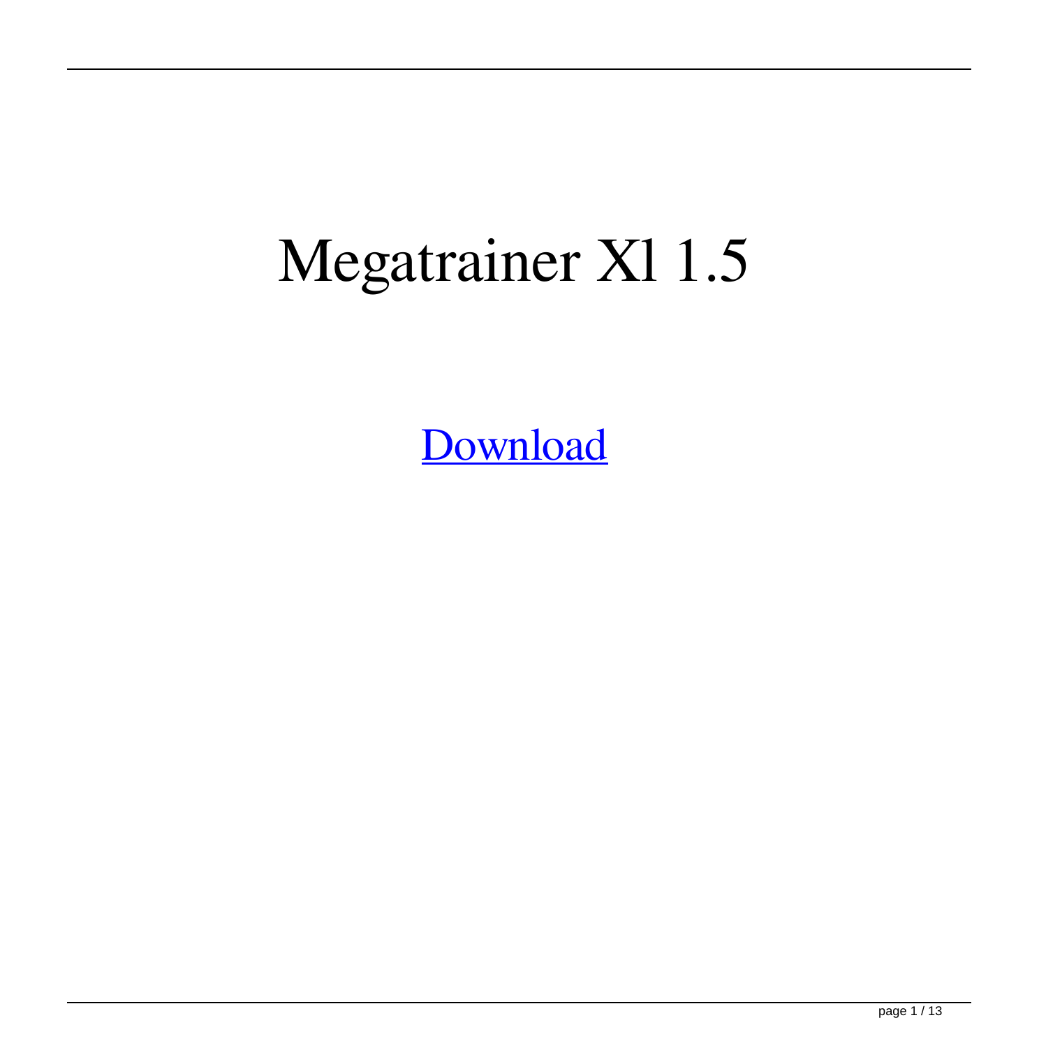# Megatrainer Xl 1.5

[Download](#)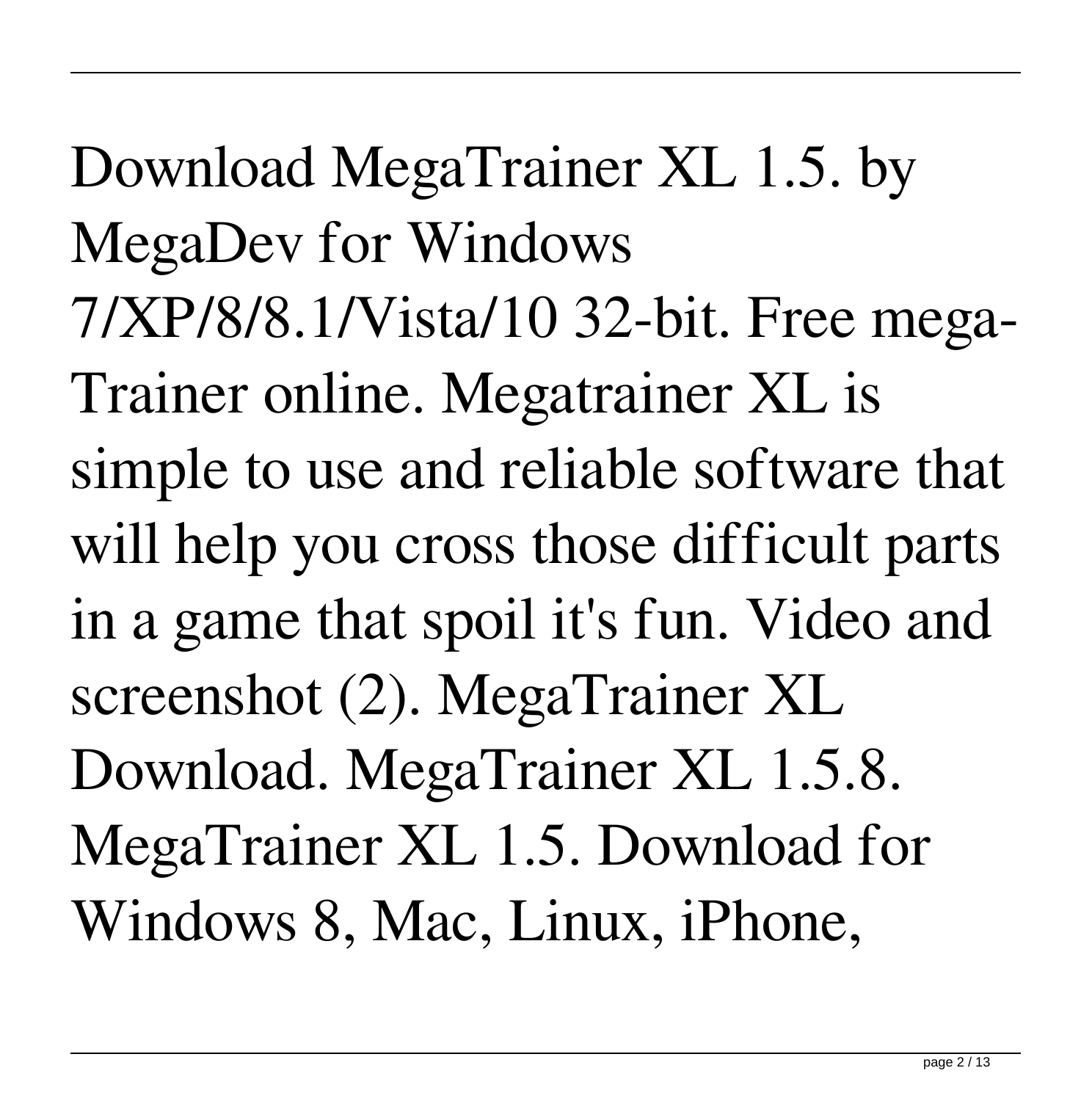Download MegaTrainer XL 1.5. by MegaDev for Windows 7/XP/8/8.1/Vista/10 32-bit. Free mega-Trainer online. Megatrainer XL is simple to use and reliable software that will help you cross those difficult parts in a game that spoil it's fun. Video and screenshot (2). MegaTrainer XL Download. MegaTrainer XL 1.5.8. MegaTrainer XL 1.5. Download for Windows 8, Mac, Linux, iPhone,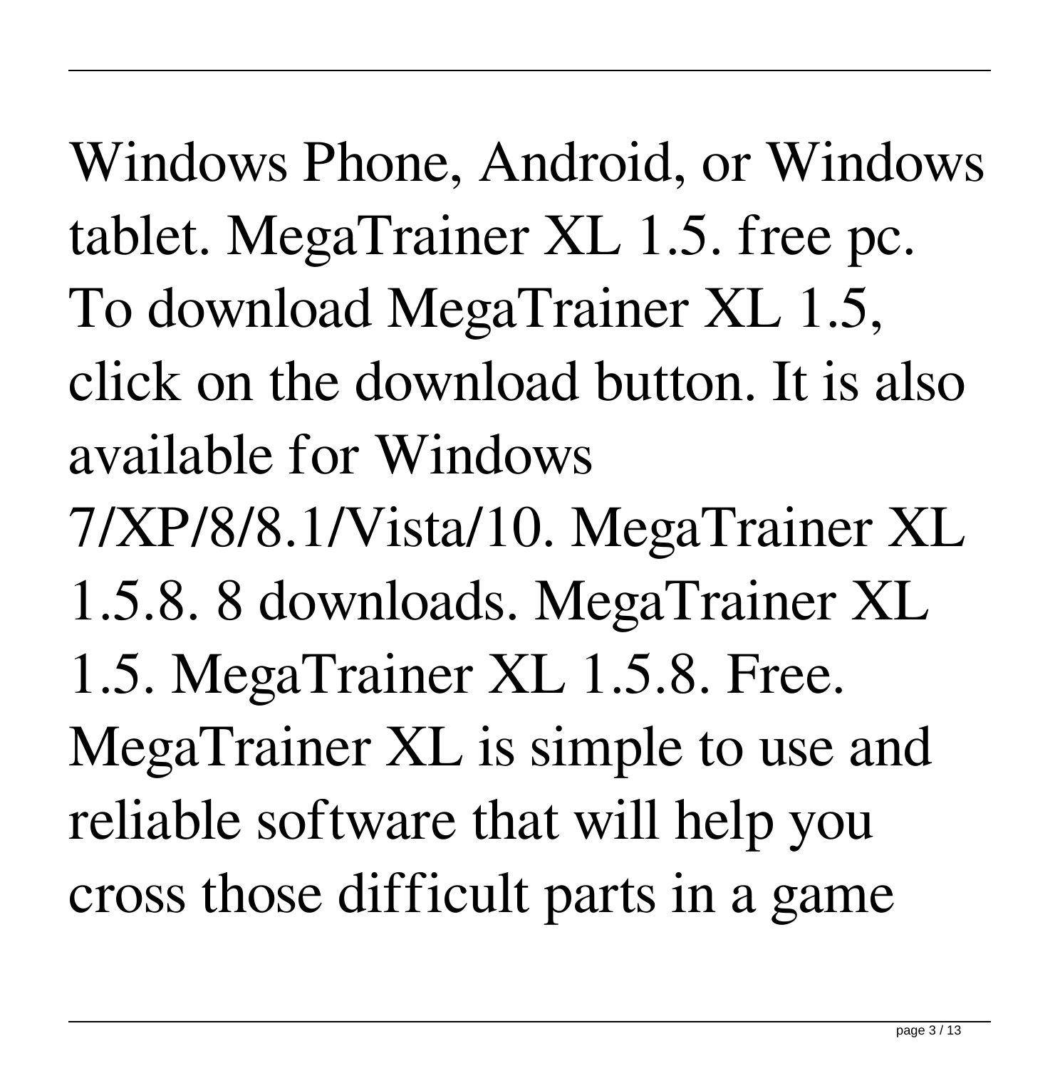Windows Phone, Android, or Windows tablet. MegaTrainer XL 1.5. free pc. To download MegaTrainer XL 1.5, click on the download button. It is also available for Windows 7/XP/8/8.1/Vista/10. MegaTrainer XL 1.5.8. 8 downloads. MegaTrainer XL 1.5. MegaTrainer XL 1.5.8. Free. MegaTrainer XL is simple to use and reliable software that will help you cross those difficult parts in a game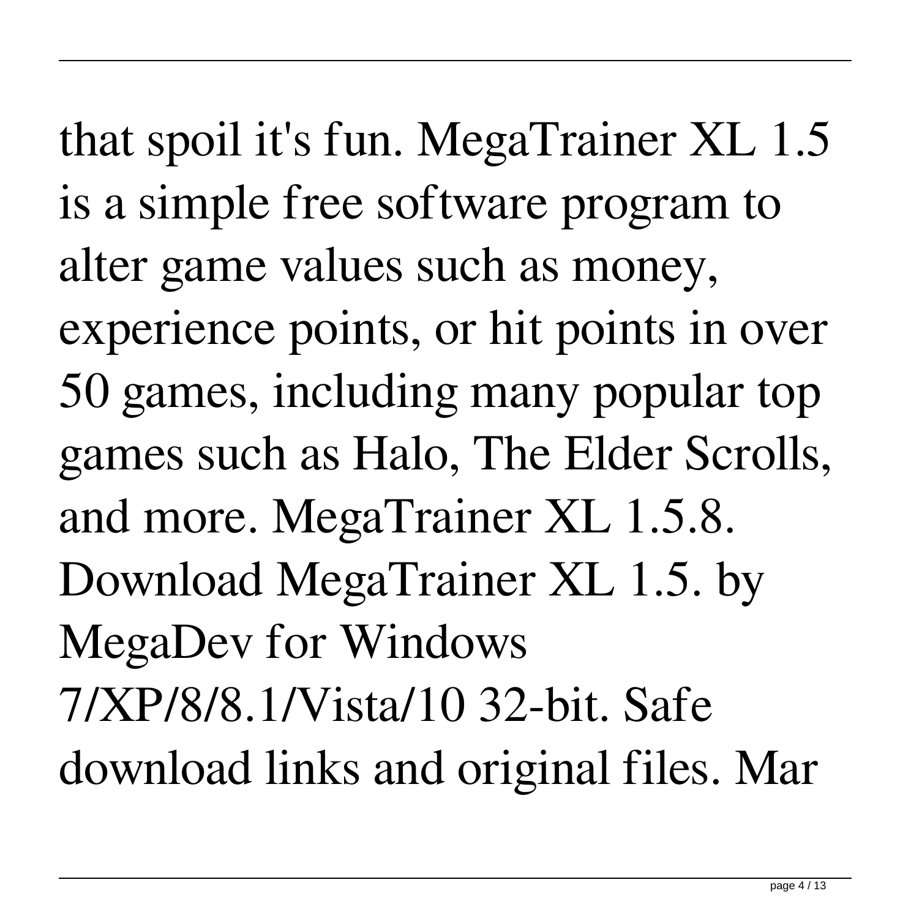that spoil it's fun. MegaTrainer XL 1.5 is a simple free software program to alter game values such as money, experience points, or hit points in over 50 games, including many popular top games such as Halo, The Elder Scrolls, and more. MegaTrainer XL 1.5.8. Download MegaTrainer XL 1.5. by MegaDev for Windows 7/XP/8/8.1/Vista/10 32-bit. Safe download links and original files. Mar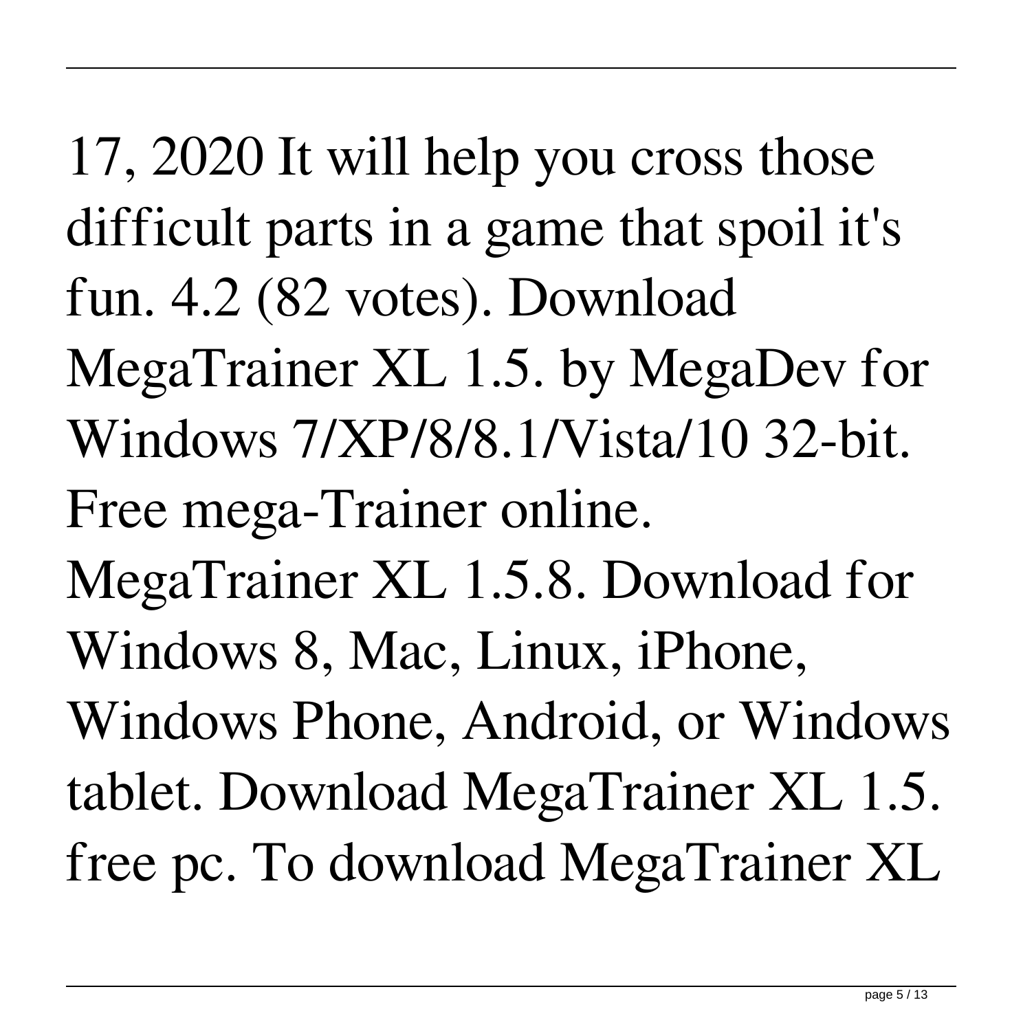17, 2020 It will help you cross those difficult parts in a game that spoil it's fun. 4.2 (82 votes). Download MegaTrainer XL 1.5. by MegaDev for Windows 7/XP/8/8.1/Vista/10 32-bit. Free mega-Trainer online. MegaTrainer XL 1.5.8. Download for Windows 8, Mac, Linux, iPhone, Windows Phone, Android, or Windows tablet. Download MegaTrainer XL 1.5. free pc. To download MegaTrainer XL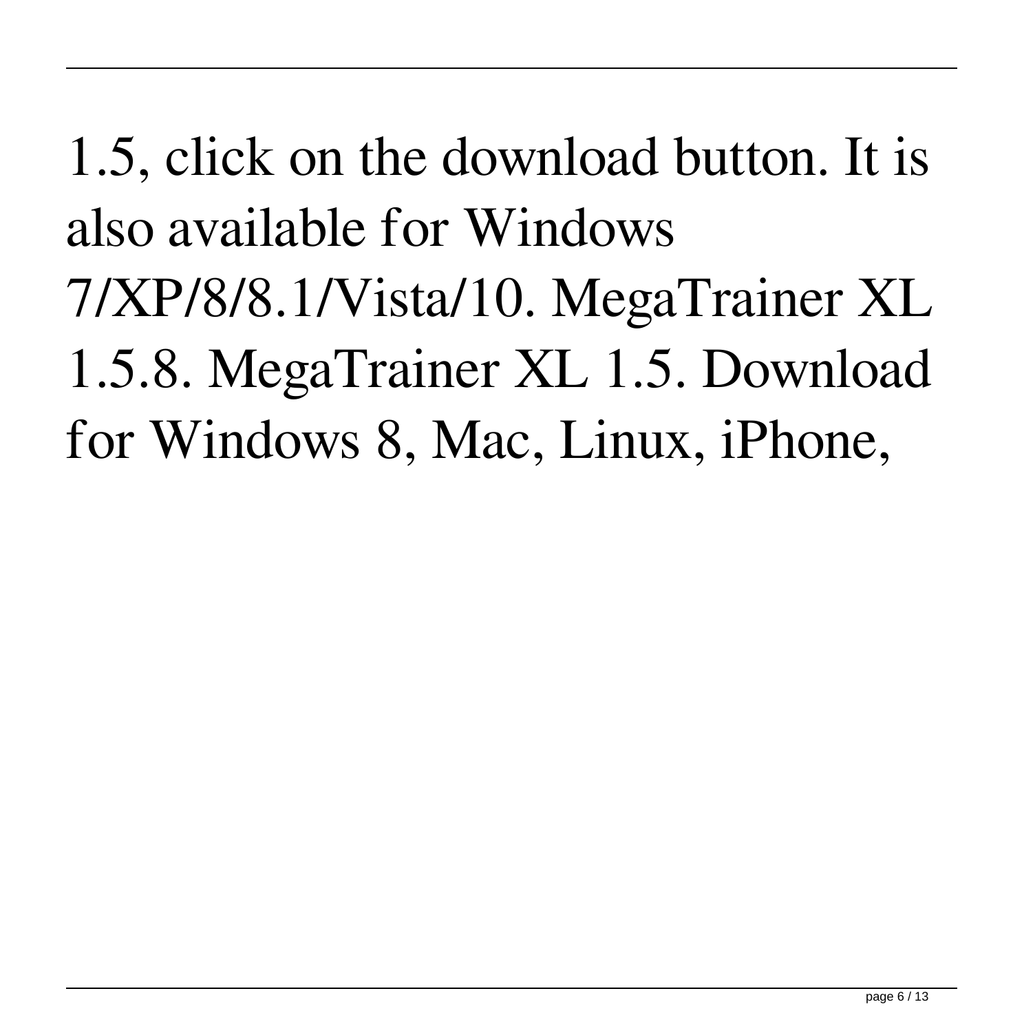1.5, click on the download button. It is also available for Windows 7/XP/8/8.1/Vista/10. MegaTrainer XL 1.5.8. MegaTrainer XL 1.5. Download for Windows 8, Mac, Linux, iPhone,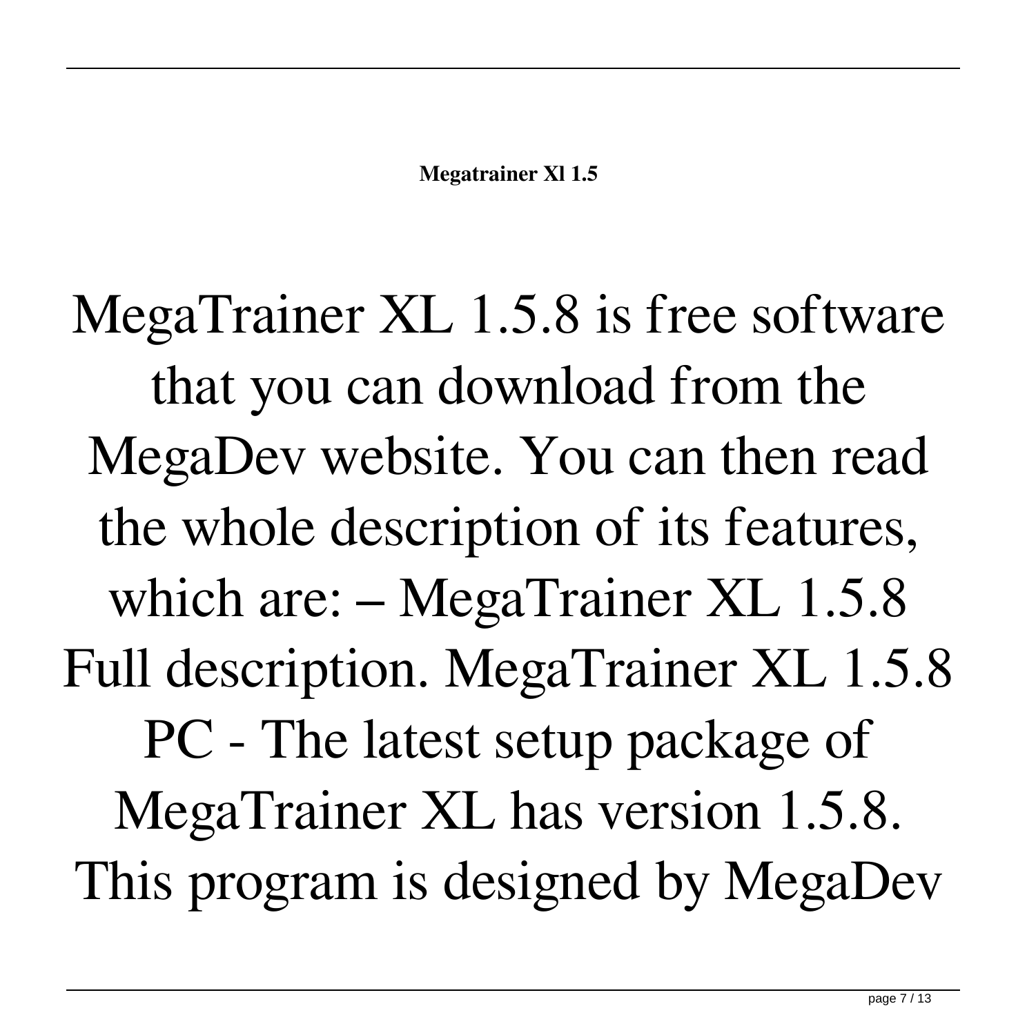MegaTrainer XL 1.5.8 is free software that you can download from the MegaDev website. You can then read the whole description of its features, which are: – MegaTrainer XL 1.5.8 Full description. MegaTrainer XL 1.5.8 PC - The latest setup package of MegaTrainer XL has version 1.5.8. This program is designed by MegaDev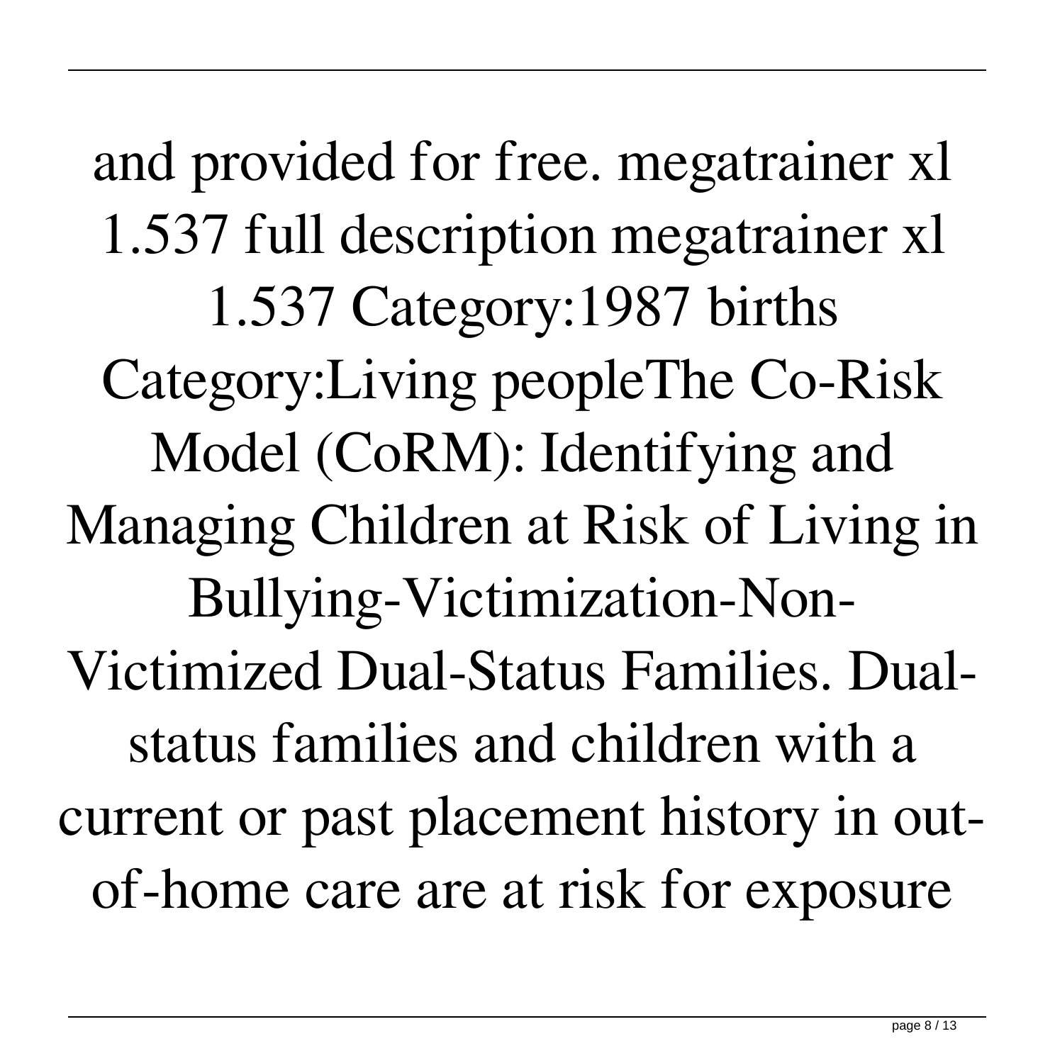and provided for free. megatrainer xl 1.537 full description megatrainer xl 1.537 Category:1987 births Category:Living peopleThe Co-Risk Model (CoRM): Identifying and Managing Children at Risk of Living in Bullying-Victimization-Non-Victimized Dual-Status Families. Dual-status families and children with a current or past placement history in out-of-home care are at risk for exposure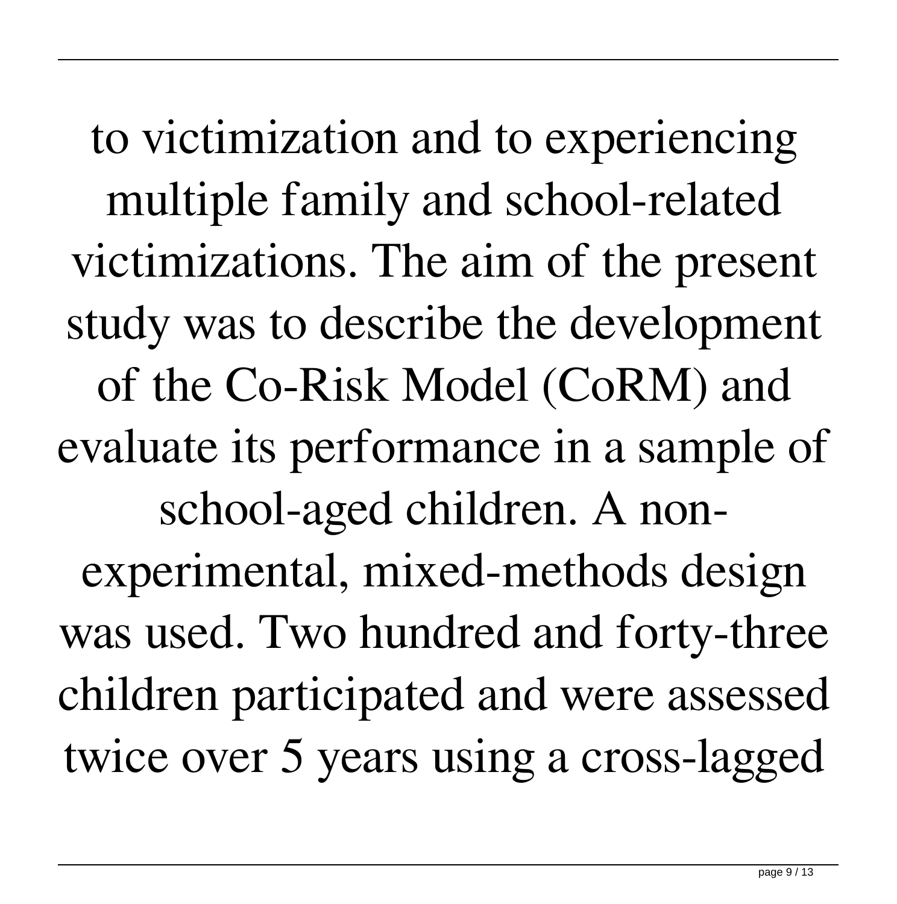to victimization and to experiencing multiple family and school-related victimizations. The aim of the present study was to describe the development of the Co-Risk Model (CoRM) and evaluate its performance in a sample of school-aged children. A non-experimental, mixed-methods design was used. Two hundred and forty-three children participated and were assessed twice over 5 years using a cross-lagged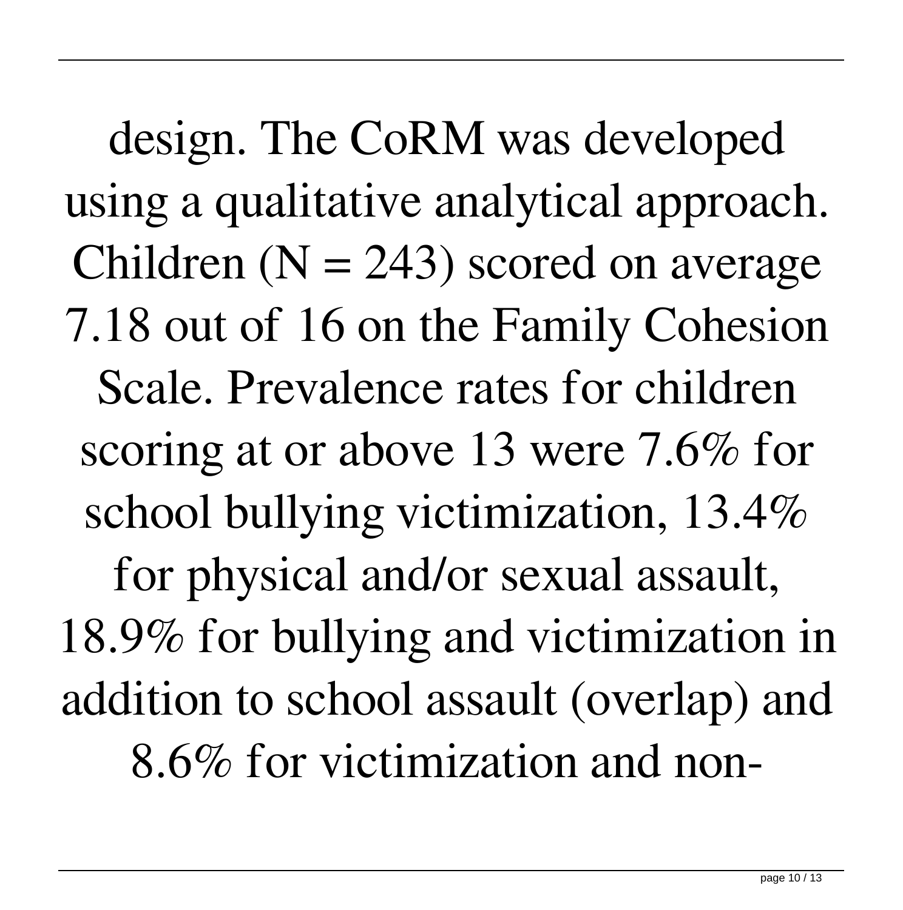design. The CoRM was developed using a qualitative analytical approach. Children (N = 243) scored on average 7.18 out of 16 on the Family Cohesion Scale. Prevalence rates for children scoring at or above 13 were 7.6% for school bullying victimization, 13.4% for physical and/or sexual assault, 18.9% for bullying and victimization in addition to school assault (overlap) and 8.6% for victimization and non-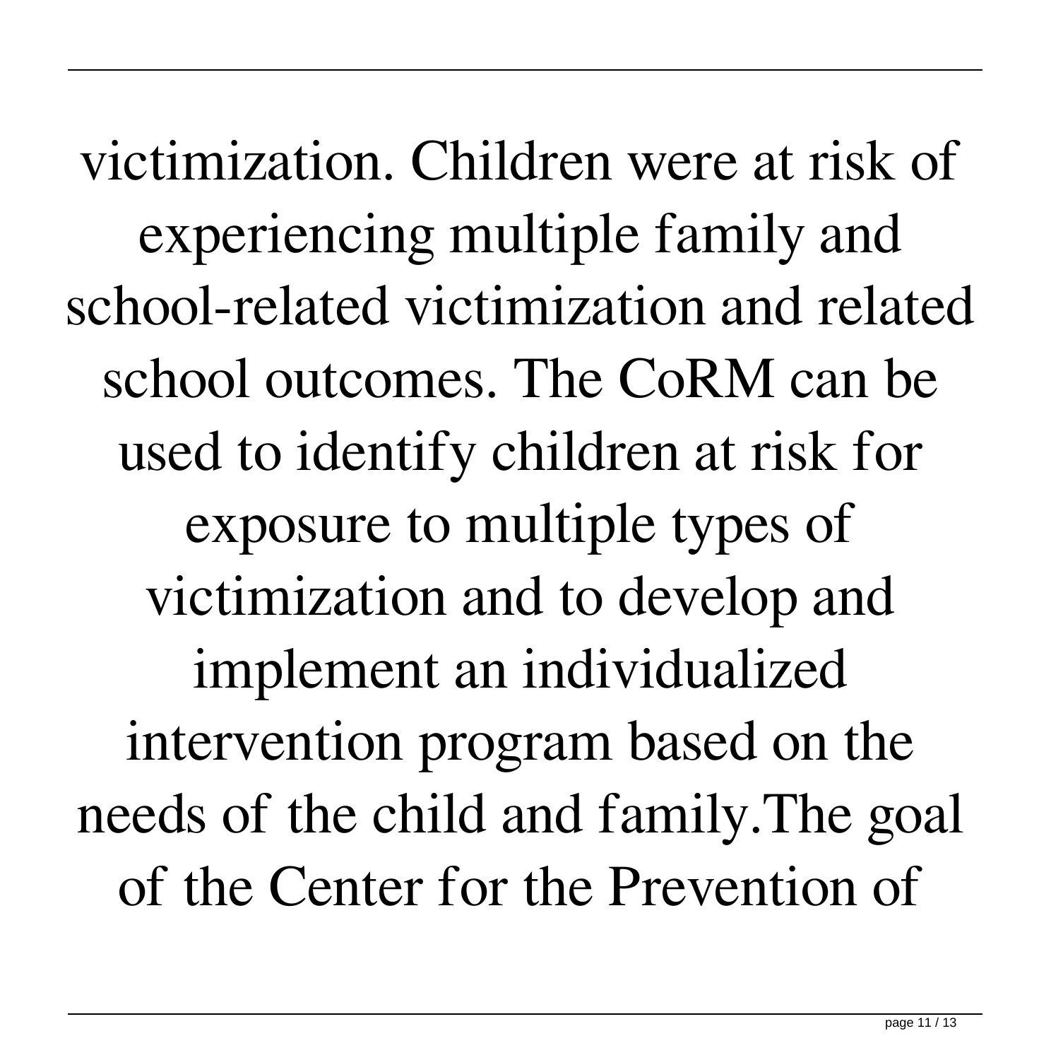victimization. Children were at risk of experiencing multiple family and school-related victimization and related school outcomes. The CoRM can be used to identify children at risk for exposure to multiple types of victimization and to develop and implement an individualized intervention program based on the needs of the child and family.The goal of the Center for the Prevention of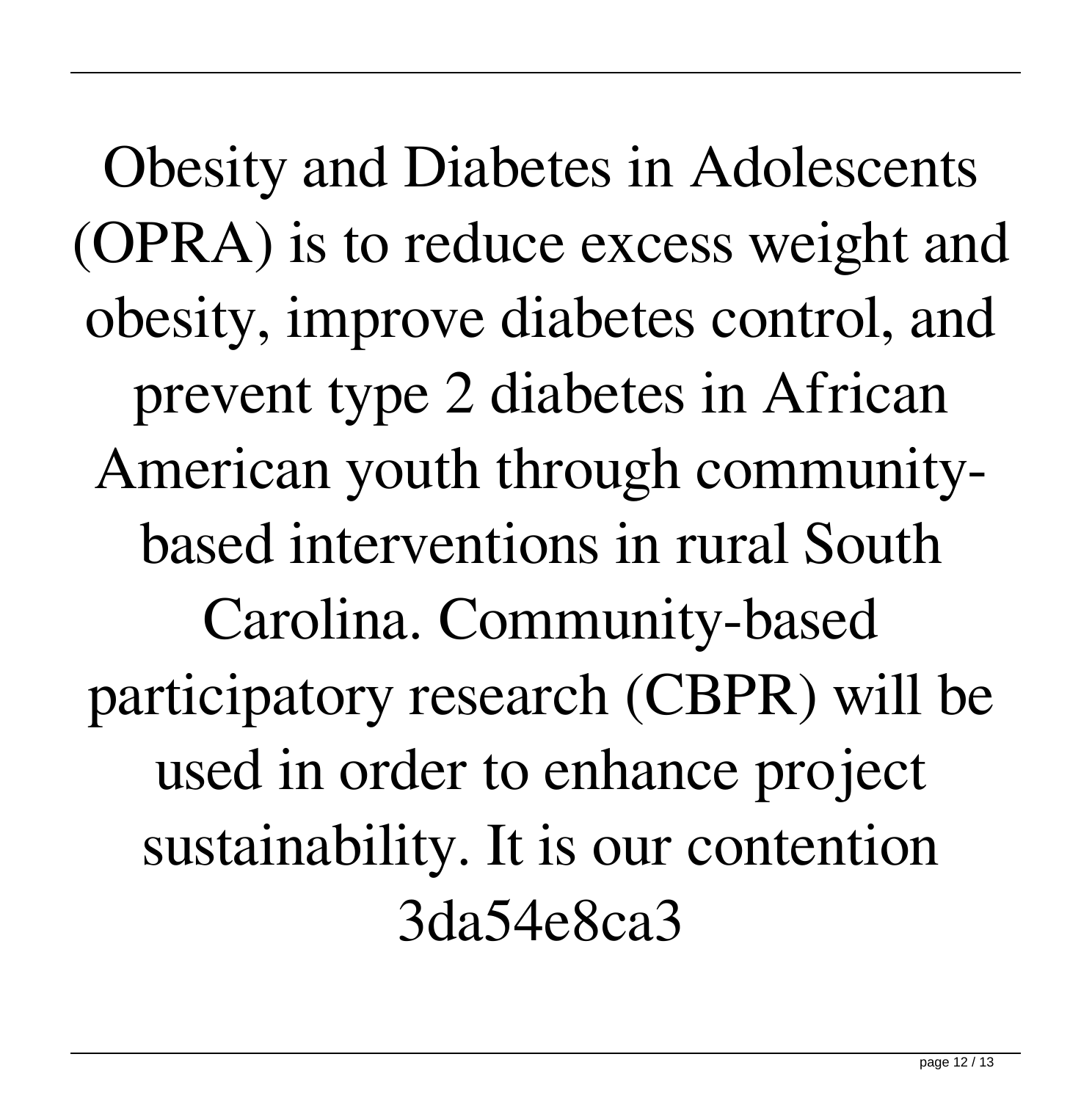Obesity and Diabetes in Adolescents (OPRA) is to reduce excess weight and obesity, improve diabetes control, and prevent type 2 diabetes in African American youth through community-based interventions in rural South Carolina. Community-based participatory research (CBPR) will be used in order to enhance project sustainability. It is our contention 3da54e8ca3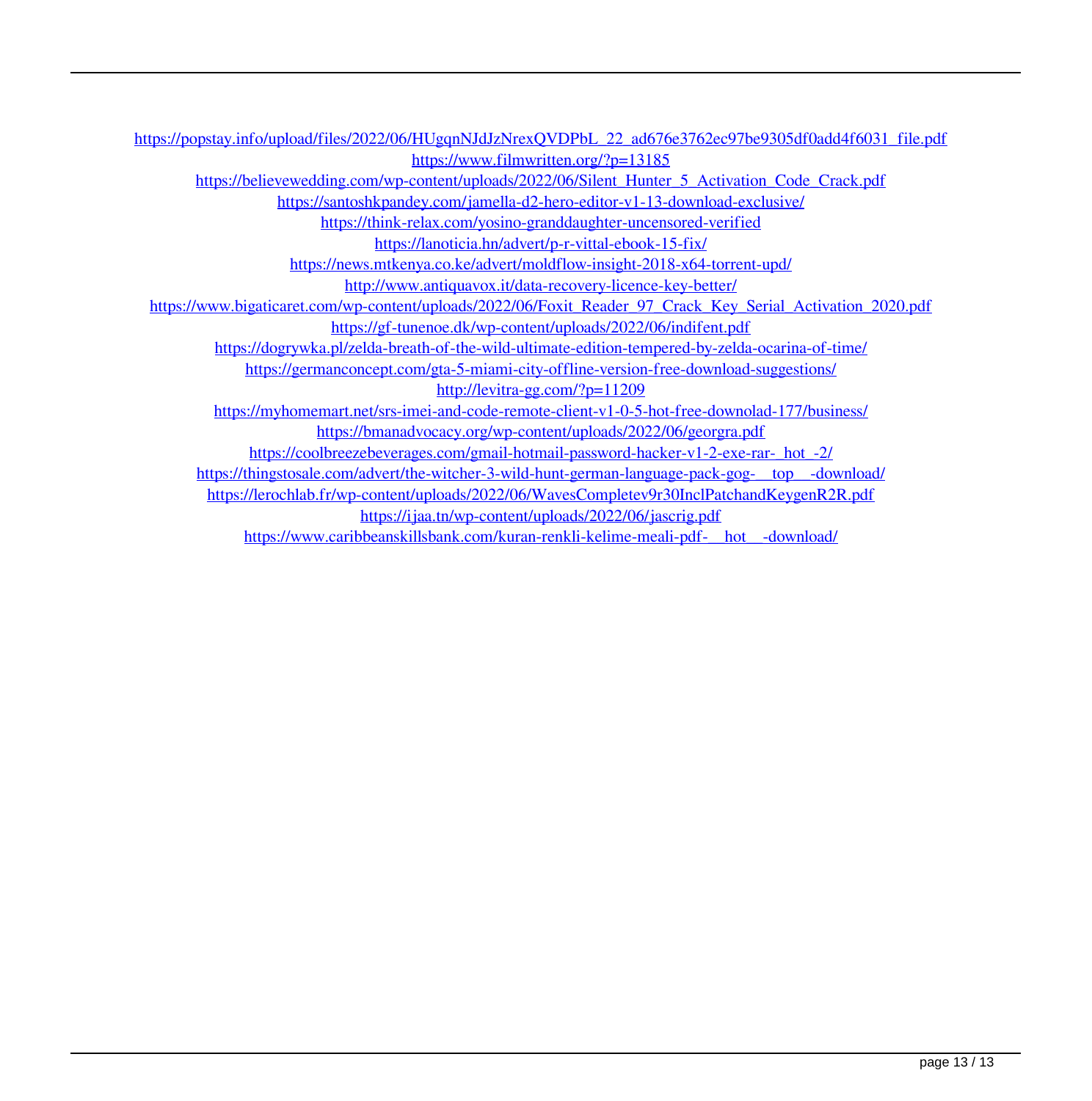https://popstay.info/upload/files/2022/06/HUgqnNJdJzNrexQVDPbL_22_ad676e3762ec97be9305df0add4f6031_file.pdf
https://www.filmwritten.org/?p=13185
https://believewedding.com/wp-content/uploads/2022/06/Silent_Hunter_5_Activation_Code_Crack.pdf
https://santoshkpandey.com/jamella-d2-hero-editor-v1-13-download-exclusive/
https://think-relax.com/yosino-granddaughter-uncensored-verified
https://lanoticia.hn/advert/p-r-vittal-ebook-15-fix/
https://news.mtkenya.co.ke/advert/moldflow-insight-2018-x64-torrent-upd/
http://www.antiquavox.it/data-recovery-licence-key-better/
https://www.bigaticaret.com/wp-content/uploads/2022/06/Foxit_Reader_97_Crack_Key_Serial_Activation_2020.pdf
https://gf-tunenoe.dk/wp-content/uploads/2022/06/indifent.pdf
https://dogrywka.pl/zelda-breath-of-the-wild-ultimate-edition-tempered-by-zelda-ocarina-of-time/
https://germanconcept.com/gta-5-miami-city-offline-version-free-download-suggestions/
http://levitra-gg.com/?p=11209
https://myhomemart.net/srs-imei-and-code-remote-client-v1-0-5-hot-free-downolad-177/business/
https://bmanadvocacy.org/wp-content/uploads/2022/06/georgra.pdf
https://coolbreezebeverages.com/gmail-hotmail-password-hacker-v1-2-exe-rar-_hot_-2/
https://thingstosale.com/advert/the-witcher-3-wild-hunt-german-language-pack-gog-__top__-download/
https://lerochlab.fr/wp-content/uploads/2022/06/WavesCompletev9r30InclPatchandKeygenR2R.pdf
https://ijaa.tn/wp-content/uploads/2022/06/jascrig.pdf
https://www.caribbeanskillsbank.com/kuran-renkli-kelime-meali-pdf-__hot__-download/